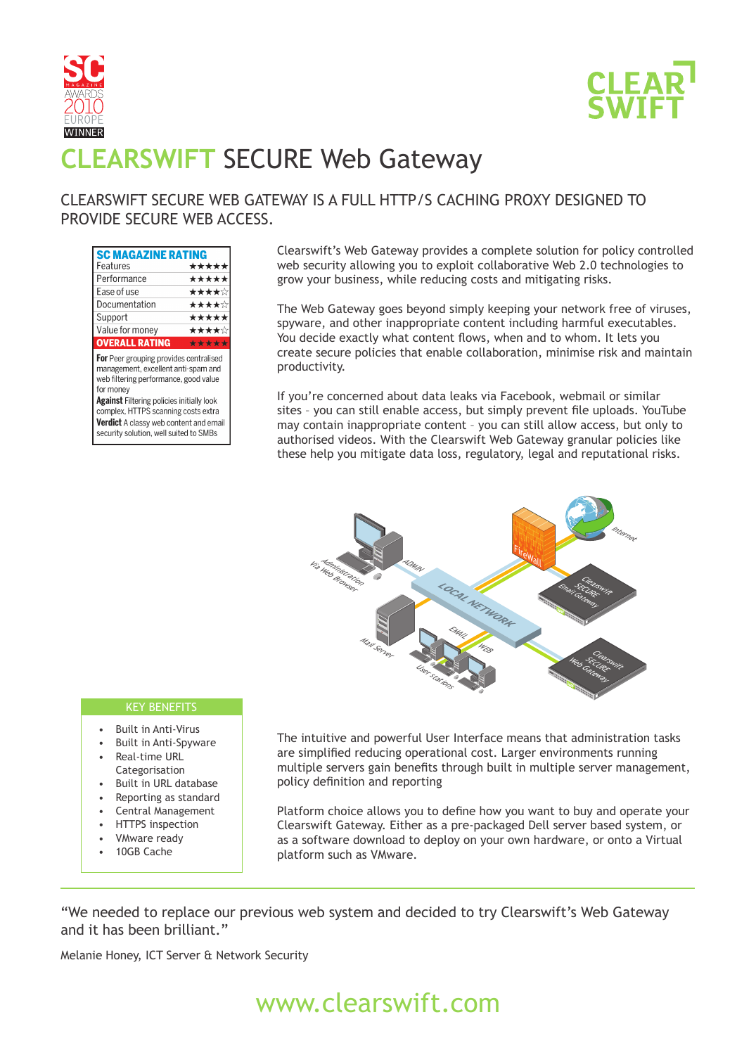SC MAGAZINE AWARDS 2010 EUROPE WINNER

CLEAR SWIFT

# CLEARSWIFT SECURE Web Gateway

## CLEARSWIFT SECURE WEB GATEWAY IS A FULL HTTP/S CACHING PROXY DESIGNED TO PROVIDE SECURE WEB ACCESS.

| SC MAGAZINE RATING | |
|---|---|
| Features | ★★★★★ |
| Performance | ★★★★★ |
| Ease of use | ★★★★☆ |
| Documentation | ★★★★☆ |
| Support | ★★★★★ |
| Value for money | ★★★★☆ |
| **OVERALL RATING** | ★★★★★ |

**For** Peer grouping provides centralised management, excellent anti-spam and web filtering performance, good value for money

**Against** Filtering policies initially look complex, HTTPS scanning costs extra

**Verdict** A classy web content and email security solution, well suited to SMBs

Clearswift's Web Gateway provides a complete solution for policy controlled web security allowing you to exploit collaborative Web 2.0 technologies to grow your business, while reducing costs and mitigating risks.

The Web Gateway goes beyond simply keeping your network free of viruses, spyware, and other inappropriate content including harmful executables. You decide exactly what content flows, when and to whom. It lets you create secure policies that enable collaboration, minimise risk and maintain productivity.

If you're concerned about data leaks via Facebook, webmail or similar sites – you can still enable access, but simply prevent file uploads. YouTube may contain inappropriate content – you can still allow access, but only to authorised videos. With the Clearswift Web Gateway granular policies like these help you mitigate data loss, regulatory, legal and reputational risks.

### KEY BENEFITS

- Built in Anti-Virus
- Built in Anti-Spyware
- Real-time URL Categorisation
- Built in URL database
- Reporting as standard
- Central Management
- HTTPS inspection
- VMware ready
- 10GB Cache

The intuitive and powerful User Interface means that administration tasks are simplified reducing operational cost. Larger environments running multiple servers gain benefits through built in multiple server management, policy definition and reporting

Platform choice allows you to define how you want to buy and operate your Clearswift Gateway. Either as a pre-packaged Dell server based system, or as a software download to deploy on your own hardware, or onto a Virtual platform such as VMware.

"We needed to replace our previous web system and decided to try Clearswift's Web Gateway and it has been brilliant."

Melanie Honey, ICT Server & Network Security

www.clearswift.com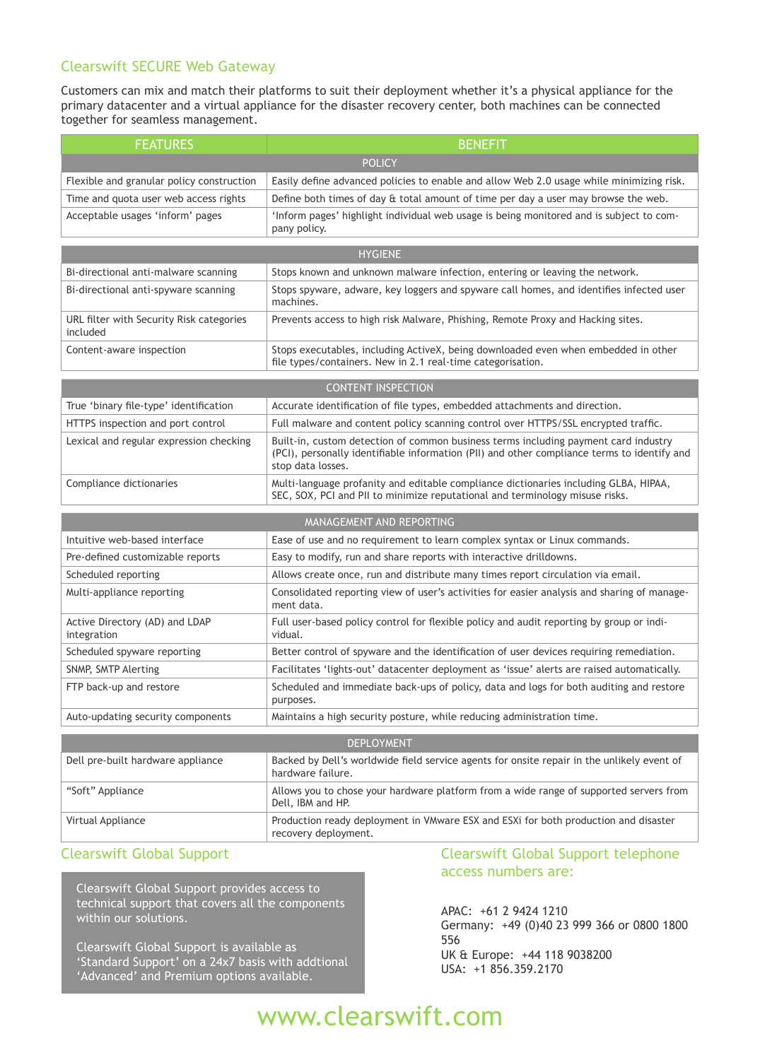## Clearswift SECURE Web Gateway

Customers can mix and match their platforms to suit their deployment whether it's a physical appliance for the primary datacenter and a virtual appliance for the disaster recovery center, both machines can be connected together for seamless management.

| FEATURES | BENEFIT |
|---|---|
| **POLICY** | |
| Flexible and granular policy construction | Easily define advanced policies to enable and allow Web 2.0 usage while minimizing risk. |
| Time and quota user web access rights | Define both times of day & total amount of time per day a user may browse the web. |
| Acceptable usages 'inform' pages | 'Inform pages' highlight individual web usage is being monitored and is subject to company policy. |
| **HYGIENE** | |
| Bi-directional anti-malware scanning | Stops known and unknown malware infection, entering or leaving the network. |
| Bi-directional anti-spyware scanning | Stops spyware, adware, key loggers and spyware call homes, and identifies infected user machines. |
| URL filter with Security Risk categories included | Prevents access to high risk Malware, Phishing, Remote Proxy and Hacking sites. |
| Content-aware inspection | Stops executables, including ActiveX, being downloaded even when embedded in other file types/containers. New in 2.1 real-time categorisation. |
| **CONTENT INSPECTION** | |
| True 'binary file-type' identification | Accurate identification of file types, embedded attachments and direction. |
| HTTPS inspection and port control | Full malware and content policy scanning control over HTTPS/SSL encrypted traffic. |
| Lexical and regular expression checking | Built-in, custom detection of common business terms including payment card industry (PCI), personally identifiable information (PII) and other compliance terms to identify and stop data losses. |
| Compliance dictionaries | Multi-language profanity and editable compliance dictionaries including GLBA, HIPAA, SEC, SOX, PCI and PII to minimize reputational and terminology misuse risks. |
| **MANAGEMENT AND REPORTING** | |
| Intuitive web-based interface | Ease of use and no requirement to learn complex syntax or Linux commands. |
| Pre-defined customizable reports | Easy to modify, run and share reports with interactive drilldowns. |
| Scheduled reporting | Allows create once, run and distribute many times report circulation via email. |
| Multi-appliance reporting | Consolidated reporting view of user's activities for easier analysis and sharing of management data. |
| Active Directory (AD) and LDAP integration | Full user-based policy control for flexible policy and audit reporting by group or individual. |
| Scheduled spyware reporting | Better control of spyware and the identification of user devices requiring remediation. |
| SNMP, SMTP Alerting | Facilitates 'lights-out' datacenter deployment as 'issue' alerts are raised automatically. |
| FTP back-up and restore | Scheduled and immediate back-ups of policy, data and logs for both auditing and restore purposes. |
| Auto-updating security components | Maintains a high security posture, while reducing administration time. |
| **DEPLOYMENT** | |
| Dell pre-built hardware appliance | Backed by Dell's worldwide field service agents for onsite repair in the unlikely event of hardware failure. |
| "Soft" Appliance | Allows you to chose your hardware platform from a wide range of supported servers from Dell, IBM and HP. |
| Virtual Appliance | Production ready deployment in VMware ESX and ESXi for both production and disaster recovery deployment. |

## Clearswift Global Support

Clearswift Global Support provides access to technical support that covers all the components within our solutions.

Clearswift Global Support is available as 'Standard Support' on a 24x7 basis with addtional 'Advanced' and Premium options available.

## Clearswift Global Support telephone access numbers are:

APAC: +61 2 9424 1210
Germany: +49 (0)40 23 999 366 or 0800 1800 556
UK & Europe: +44 118 9038200
USA: +1 856.359.2170

www.clearswift.com